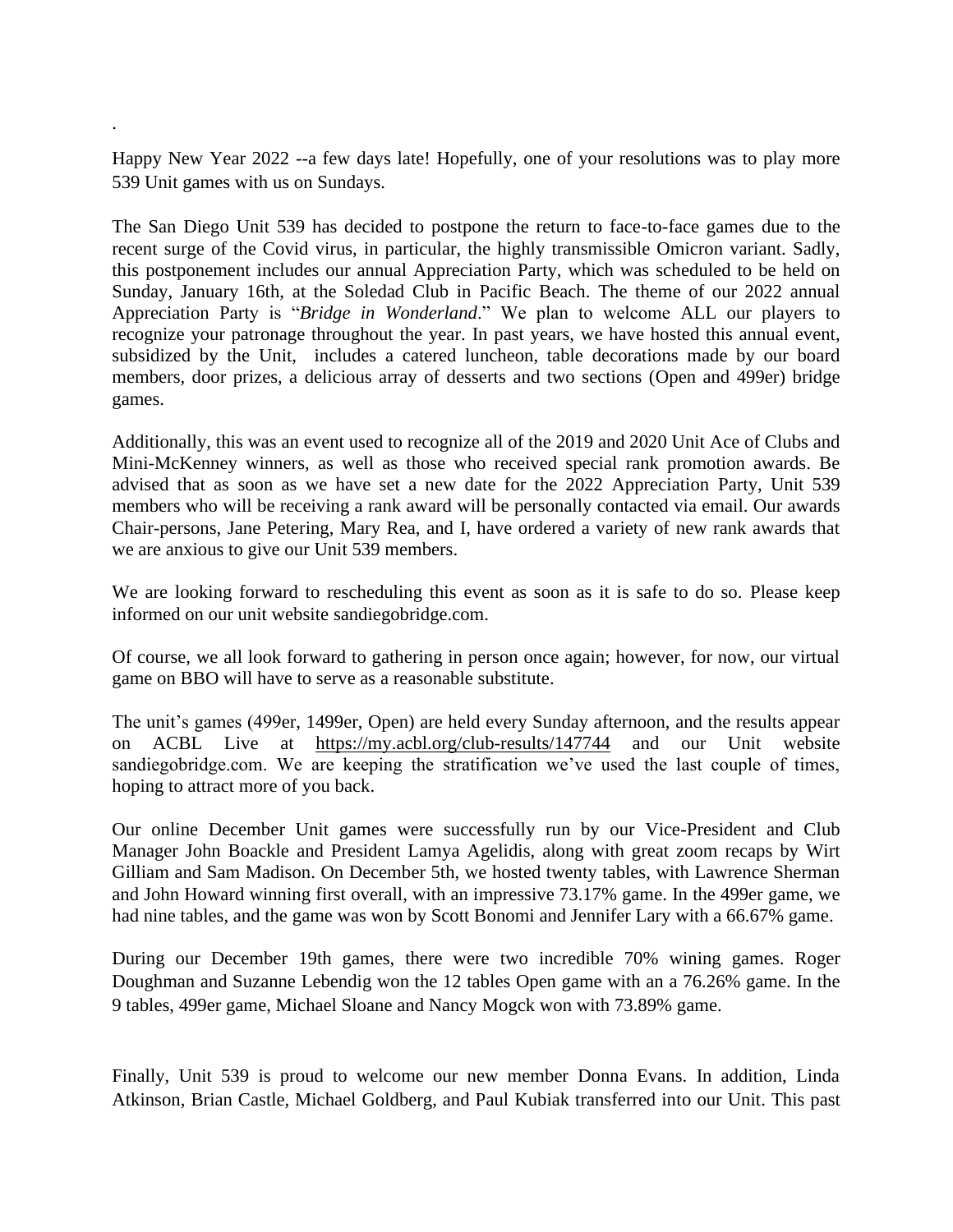.

Happy New Year 2022 --a few days late! Hopefully, one of your resolutions was to play more 539 Unit games with us on Sundays.

The San Diego Unit 539 has decided to postpone the return to face-to-face games due to the recent surge of the Covid virus, in particular, the highly transmissible Omicron variant. Sadly, this postponement includes our annual Appreciation Party, which was scheduled to be held on Sunday, January 16th, at the Soledad Club in Pacific Beach. The theme of our 2022 annual Appreciation Party is "*Bridge in Wonderland*." We plan to welcome ALL our players to recognize your patronage throughout the year. In past years, we have hosted this annual event, subsidized by the Unit, includes a catered luncheon, table decorations made by our board members, door prizes, a delicious array of desserts and two sections (Open and 499er) bridge games.

Additionally, this was an event used to recognize all of the 2019 and 2020 Unit Ace of Clubs and Mini-McKenney winners, as well as those who received special rank promotion awards. Be advised that as soon as we have set a new date for the 2022 Appreciation Party, Unit 539 members who will be receiving a rank award will be personally contacted via email. Our awards Chair-persons, Jane Petering, Mary Rea, and I, have ordered a variety of new rank awards that we are anxious to give our Unit 539 members.

We are looking forward to rescheduling this event as soon as it is safe to do so. Please keep informed on our unit website sandiegobridge.com.

Of course, we all look forward to gathering in person once again; however, for now, our virtual game on BBO will have to serve as a reasonable substitute.

The unit's games (499er, 1499er, Open) are held every Sunday afternoon, and the results appear on ACBL Live at https://my.acbl.org/club-results/147744 and our Unit website sandiegobridge.com. We are keeping the stratification we've used the last couple of times, hoping to attract more of you back.

Our online December Unit games were successfully run by our Vice-President and Club Manager John Boackle and President Lamya Agelidis, along with great zoom recaps by Wirt Gilliam and Sam Madison. On December 5th, we hosted twenty tables, with Lawrence Sherman and John Howard winning first overall, with an impressive 73.17% game. In the 499er game, we had nine tables, and the game was won by Scott Bonomi and Jennifer Lary with a 66.67% game.

During our December 19th games, there were two incredible 70% wining games. Roger Doughman and Suzanne Lebendig won the 12 tables Open game with an a 76.26% game. In the 9 tables, 499er game, Michael Sloane and Nancy Mogck won with 73.89% game.

Finally, Unit 539 is proud to welcome our new member Donna Evans. In addition, Linda Atkinson, Brian Castle, Michael Goldberg, and Paul Kubiak transferred into our Unit. This past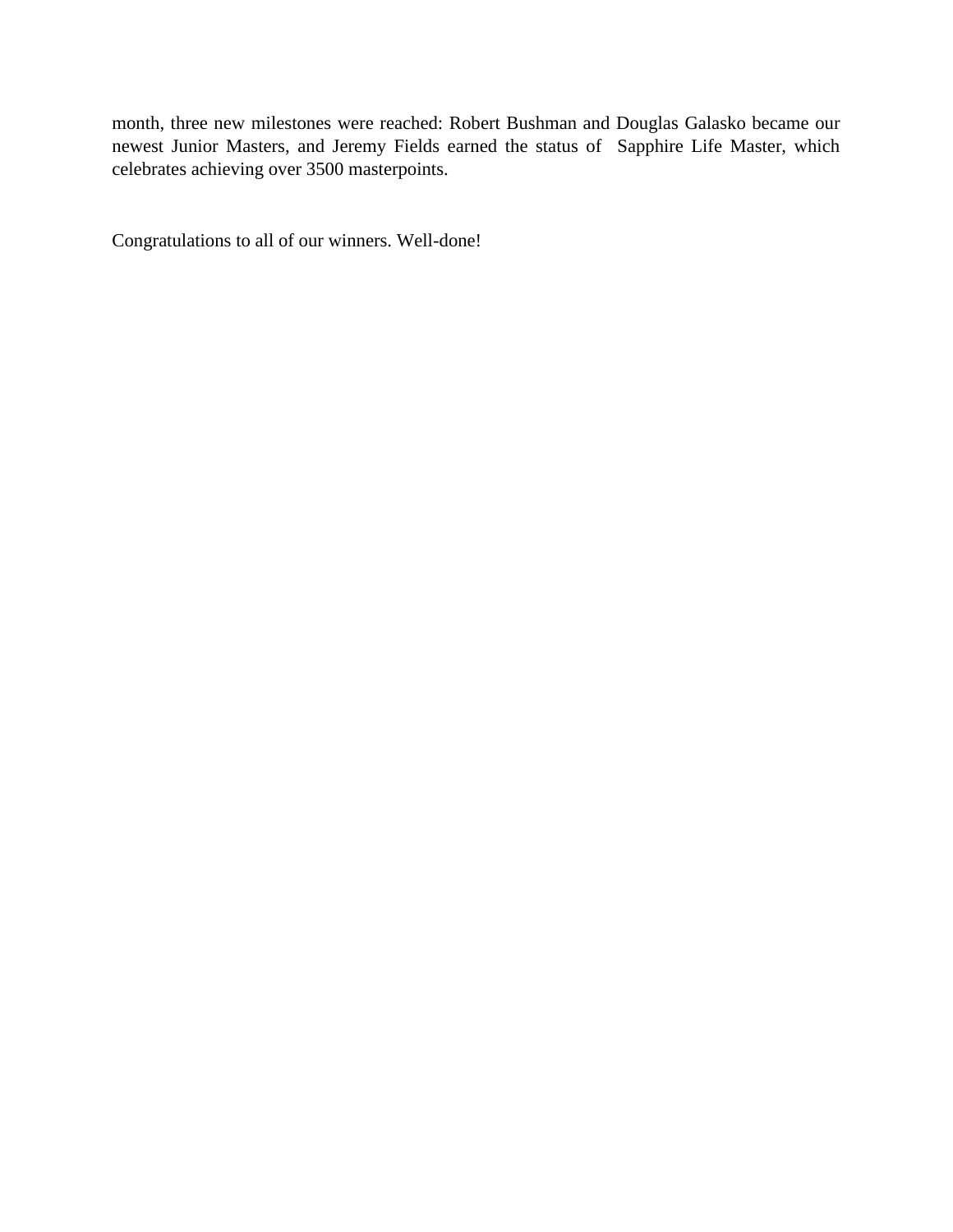month, three new milestones were reached: Robert Bushman and Douglas Galasko became our newest Junior Masters, and Jeremy Fields earned the status of Sapphire Life Master, which celebrates achieving over 3500 masterpoints.

Congratulations to all of our winners. Well-done!